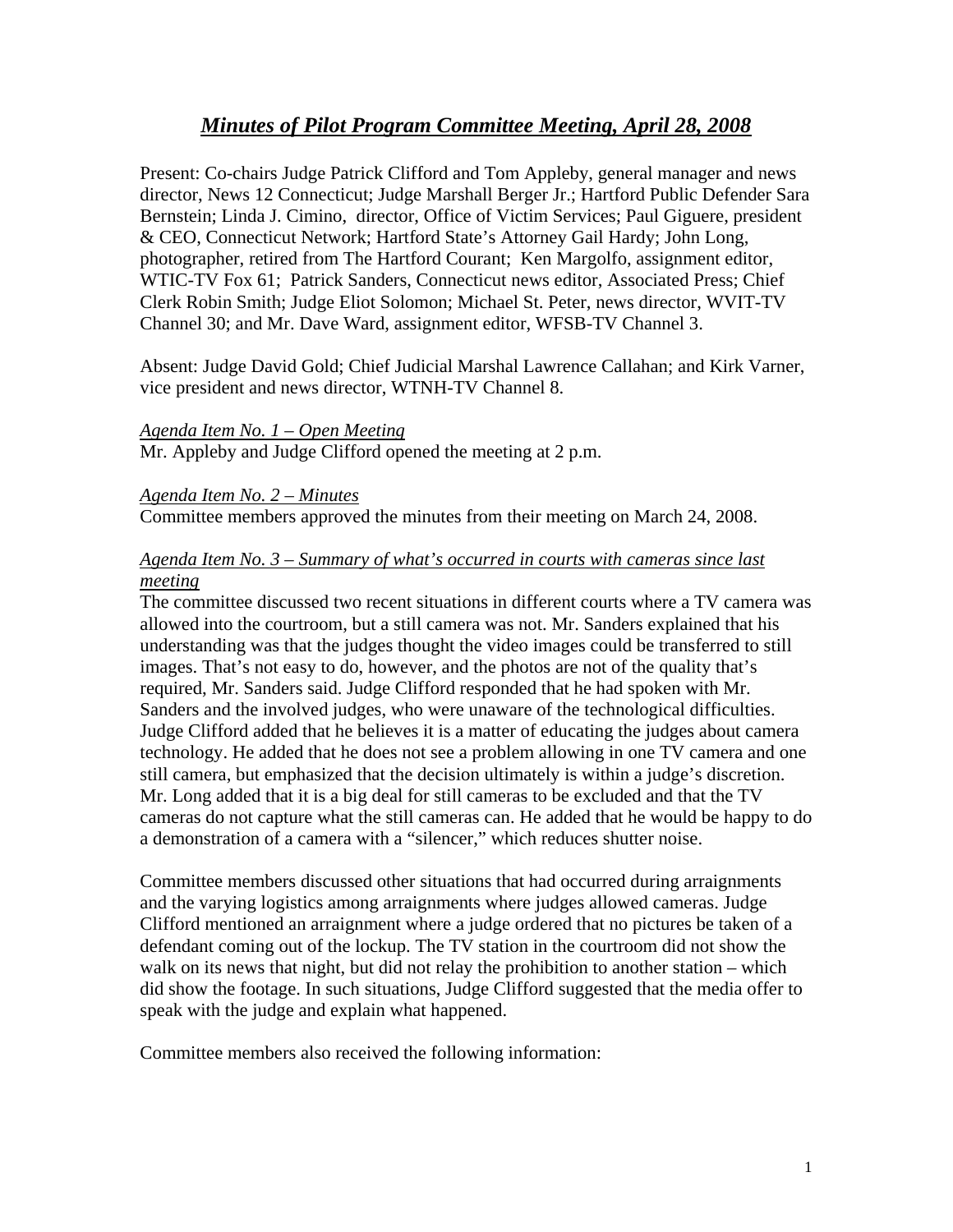# *Minutes of Pilot Program Committee Meeting, April 28, 2008*

Present: Co-chairs Judge Patrick Clifford and Tom Appleby, general manager and news director, News 12 Connecticut; Judge Marshall Berger Jr.; Hartford Public Defender Sara Bernstein; Linda J. Cimino, director, Office of Victim Services; Paul Giguere, president & CEO, Connecticut Network; Hartford State's Attorney Gail Hardy; John Long, photographer, retired from The Hartford Courant; Ken Margolfo, assignment editor, WTIC-TV Fox 61; Patrick Sanders, Connecticut news editor, Associated Press; Chief Clerk Robin Smith; Judge Eliot Solomon; Michael St. Peter, news director, WVIT-TV Channel 30; and Mr. Dave Ward, assignment editor, WFSB-TV Channel 3.

Absent: Judge David Gold; Chief Judicial Marshal Lawrence Callahan; and Kirk Varner, vice president and news director, WTNH-TV Channel 8.

*Agenda Item No. 1 – Open Meeting*
Mr. Appleby and Judge Clifford opened the meeting at 2 p.m.

*Agenda Item No. 2 – Minutes*
Committee members approved the minutes from their meeting on March 24, 2008.

*Agenda Item No. 3 – Summary of what's occurred in courts with cameras since last meeting*
The committee discussed two recent situations in different courts where a TV camera was allowed into the courtroom, but a still camera was not. Mr. Sanders explained that his understanding was that the judges thought the video images could be transferred to still images. That's not easy to do, however, and the photos are not of the quality that's required, Mr. Sanders said. Judge Clifford responded that he had spoken with Mr. Sanders and the involved judges, who were unaware of the technological difficulties. Judge Clifford added that he believes it is a matter of educating the judges about camera technology. He added that he does not see a problem allowing in one TV camera and one still camera, but emphasized that the decision ultimately is within a judge's discretion. Mr. Long added that it is a big deal for still cameras to be excluded and that the TV cameras do not capture what the still cameras can. He added that he would be happy to do a demonstration of a camera with a "silencer," which reduces shutter noise.

Committee members discussed other situations that had occurred during arraignments and the varying logistics among arraignments where judges allowed cameras. Judge Clifford mentioned an arraignment where a judge ordered that no pictures be taken of a defendant coming out of the lockup. The TV station in the courtroom did not show the walk on its news that night, but did not relay the prohibition to another station – which did show the footage. In such situations, Judge Clifford suggested that the media offer to speak with the judge and explain what happened.

Committee members also received the following information: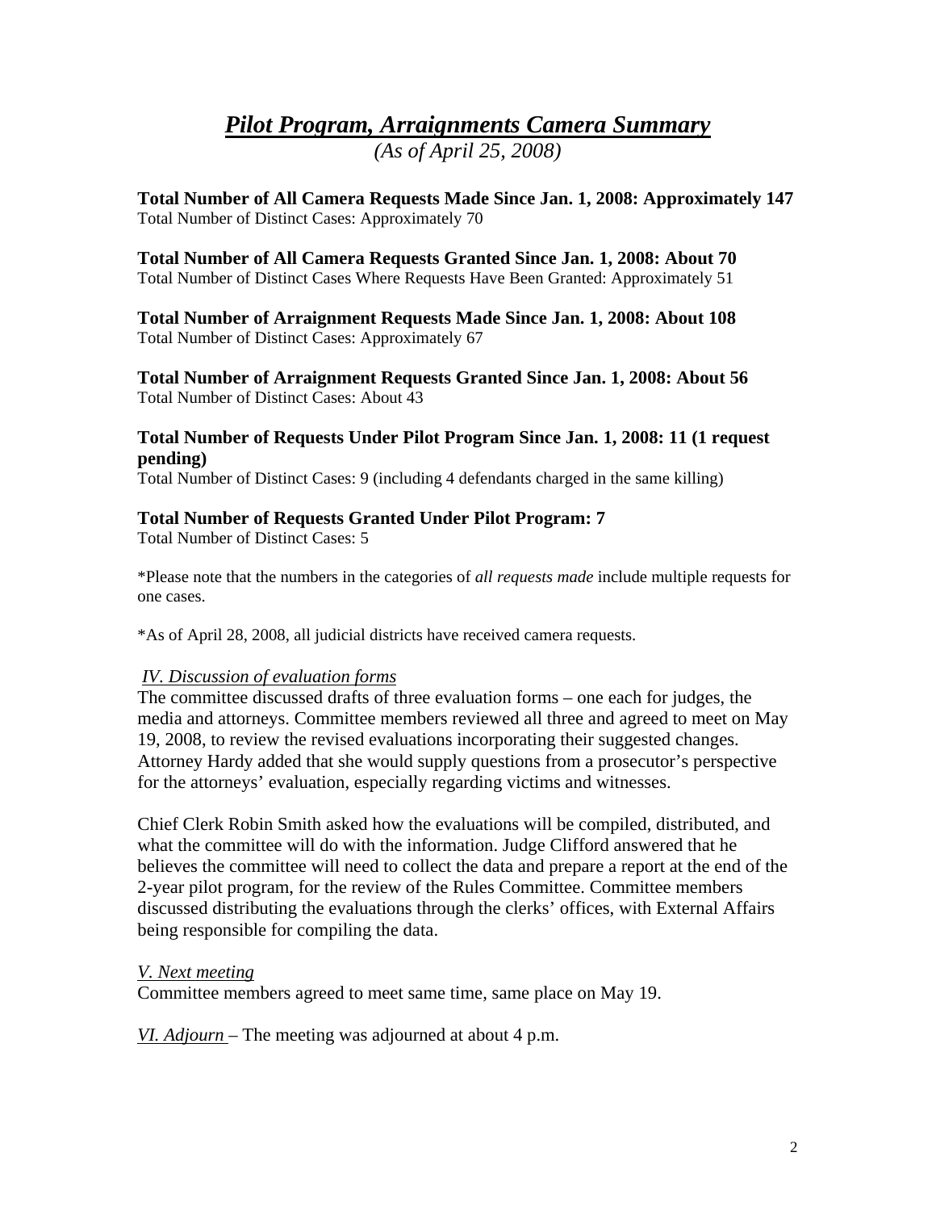# *Pilot Program, Arraignments Camera Summary*

*(As of April 25, 2008)*

**Total Number of All Camera Requests Made Since Jan. 1, 2008: Approximately 147**
Total Number of Distinct Cases: Approximately 70

**Total Number of All Camera Requests Granted Since Jan. 1, 2008: About 70**
Total Number of Distinct Cases Where Requests Have Been Granted: Approximately 51

**Total Number of Arraignment Requests Made Since Jan. 1, 2008: About 108**
Total Number of Distinct Cases: Approximately 67

**Total Number of Arraignment Requests Granted Since Jan. 1, 2008: About 56**
Total Number of Distinct Cases: About 43

**Total Number of Requests Under Pilot Program Since Jan. 1, 2008: 11 (1 request pending)**
Total Number of Distinct Cases: 9 (including 4 defendants charged in the same killing)

**Total Number of Requests Granted Under Pilot Program: 7**
Total Number of Distinct Cases: 5

*Please note that the numbers in the categories of *all requests made* include multiple requests for one cases.

*As of April 28, 2008, all judicial districts have received camera requests.

*IV. Discussion of evaluation forms*

The committee discussed drafts of three evaluation forms – one each for judges, the media and attorneys. Committee members reviewed all three and agreed to meet on May 19, 2008, to review the revised evaluations incorporating their suggested changes. Attorney Hardy added that she would supply questions from a prosecutor's perspective for the attorneys' evaluation, especially regarding victims and witnesses.

Chief Clerk Robin Smith asked how the evaluations will be compiled, distributed, and what the committee will do with the information. Judge Clifford answered that he believes the committee will need to collect the data and prepare a report at the end of the 2-year pilot program, for the review of the Rules Committee. Committee members discussed distributing the evaluations through the clerks' offices, with External Affairs being responsible for compiling the data.

*V. Next meeting*

Committee members agreed to meet same time, same place on May 19.

*VI. Adjourn* – The meeting was adjourned at about 4 p.m.